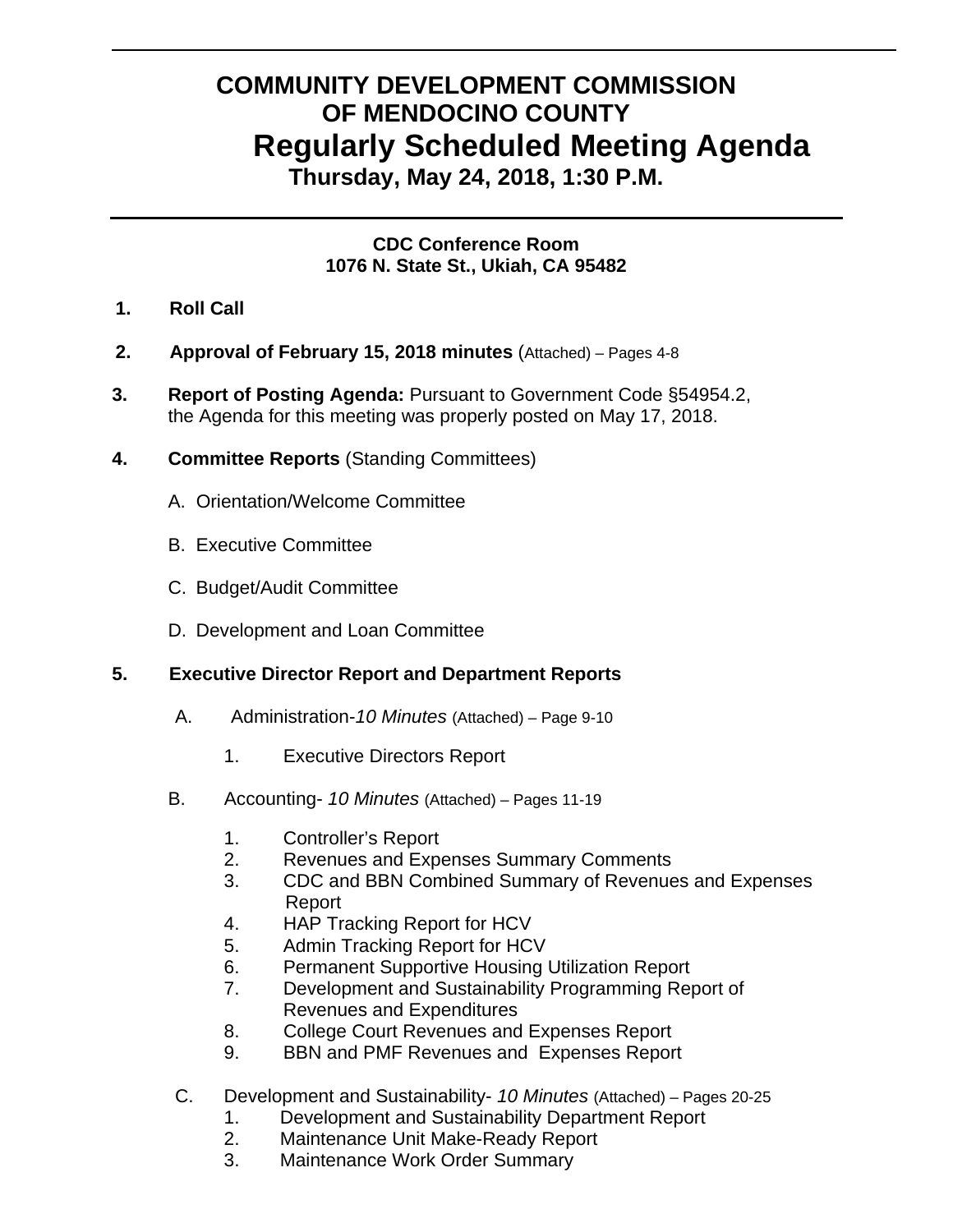# COMMUNITY DEVELOPMENT COMMISSION OF MENDOCINO COUNTY

## Regularly Scheduled Meeting Agenda

### Thursday, May 24, 2018, 1:30 P.M.

**CDC Conference Room**
**1076 N. State St., Ukiah, CA 95482**

1. **Roll Call**

2. **Approval of February 15, 2018 minutes** (Attached) – Pages 4-8

3. **Report of Posting Agenda:** Pursuant to Government Code §54954.2, the Agenda for this meeting was properly posted on May 17, 2018.

4. **Committee Reports** (Standing Committees)

   A. Orientation/Welcome Committee

   B. Executive Committee

   C. Budget/Audit Committee

   D. Development and Loan Committee

5. **Executive Director Report and Department Reports**

   A. Administration-*10 Minutes* (Attached) – Page 9-10

      1. Executive Directors Report

   B. Accounting- *10 Minutes* (Attached) – Pages 11-19

      1. Controller's Report
      2. Revenues and Expenses Summary Comments
      3. CDC and BBN Combined Summary of Revenues and Expenses Report
      4. HAP Tracking Report for HCV
      5. Admin Tracking Report for HCV
      6. Permanent Supportive Housing Utilization Report
      7. Development and Sustainability Programming Report of Revenues and Expenditures
      8. College Court Revenues and Expenses Report
      9. BBN and PMF Revenues and Expenses Report

   C. Development and Sustainability- *10 Minutes* (Attached) – Pages 20-25

      1. Development and Sustainability Department Report
      2. Maintenance Unit Make-Ready Report
      3. Maintenance Work Order Summary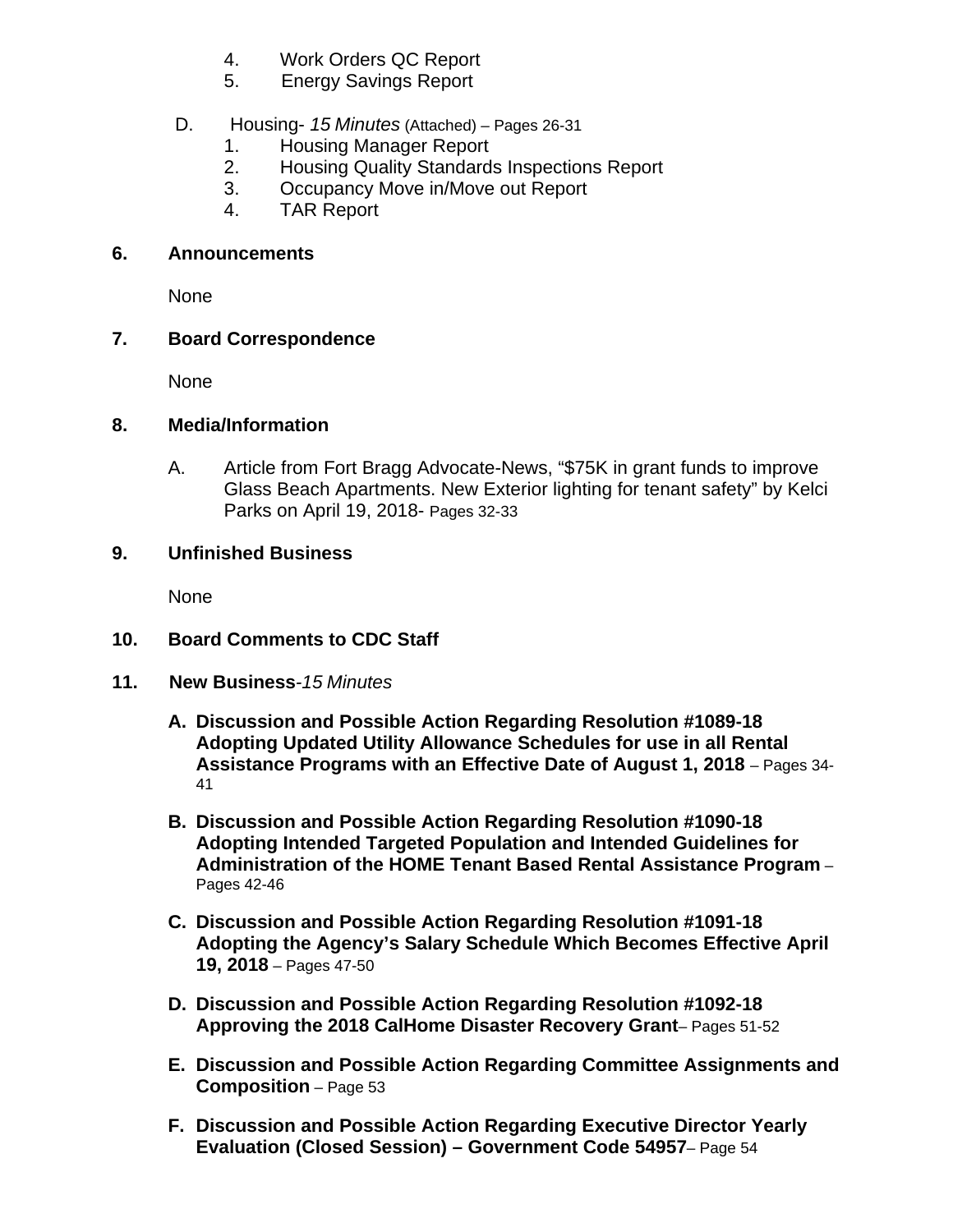4. Work Orders QC Report
5. Energy Savings Report

D. Housing- *15 Minutes* (Attached) – Pages 26-31
1. Housing Manager Report
2. Housing Quality Standards Inspections Report
3. Occupancy Move in/Move out Report
4. TAR Report

**6. Announcements**

None

**7. Board Correspondence**

None

**8. Media/Information**

A. Article from Fort Bragg Advocate-News, “$75K in grant funds to improve Glass Beach Apartments. New Exterior lighting for tenant safety” by Kelci Parks on April 19, 2018- Pages 32-33

**9. Unfinished Business**

None

**10. Board Comments to CDC Staff**

**11. New Business**-*15 Minutes*

**A. Discussion and Possible Action Regarding Resolution #1089-18 Adopting Updated Utility Allowance Schedules for use in all Rental Assistance Programs with an Effective Date of August 1, 2018** – Pages 34-41

**B. Discussion and Possible Action Regarding Resolution #1090-18 Adopting Intended Targeted Population and Intended Guidelines for Administration of the HOME Tenant Based Rental Assistance Program** – Pages 42-46

**C. Discussion and Possible Action Regarding Resolution #1091-18 Adopting the Agency’s Salary Schedule Which Becomes Effective April 19, 2018** – Pages 47-50

**D. Discussion and Possible Action Regarding Resolution #1092-18 Approving the 2018 CalHome Disaster Recovery Grant**– Pages 51-52

**E. Discussion and Possible Action Regarding Committee Assignments and Composition** – Page 53

**F. Discussion and Possible Action Regarding Executive Director Yearly Evaluation (Closed Session) – Government Code 54957**– Page 54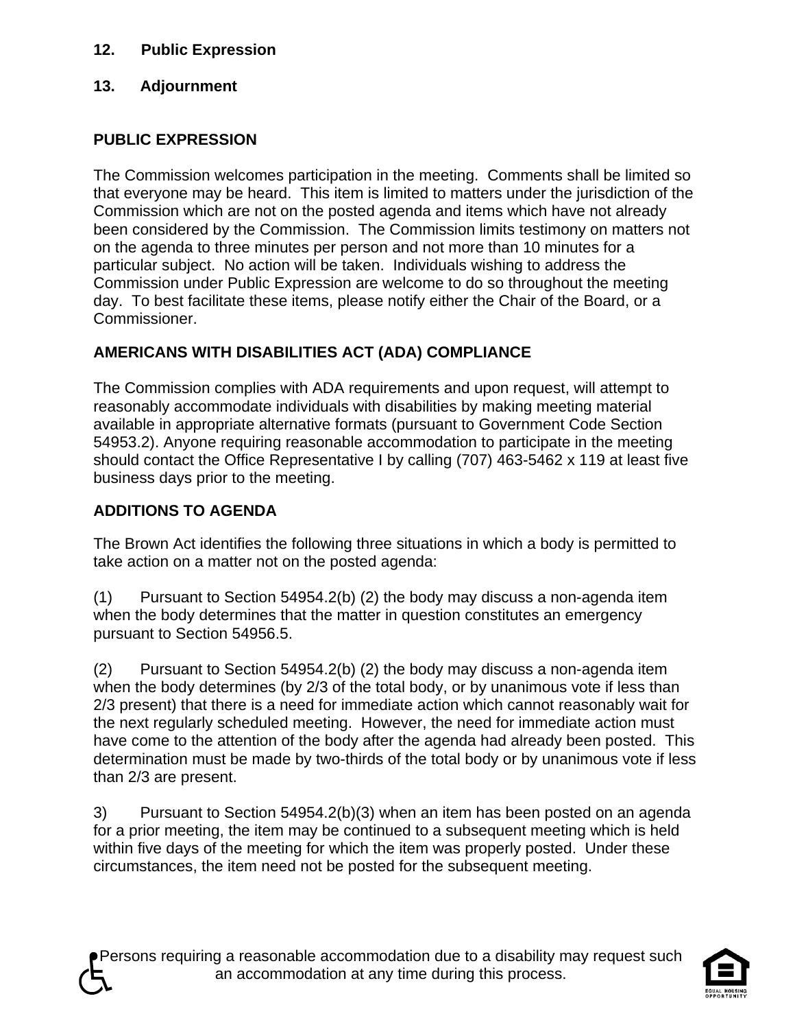**12. Public Expression**

**13. Adjournment**

**PUBLIC EXPRESSION**

The Commission welcomes participation in the meeting. Comments shall be limited so that everyone may be heard. This item is limited to matters under the jurisdiction of the Commission which are not on the posted agenda and items which have not already been considered by the Commission. The Commission limits testimony on matters not on the agenda to three minutes per person and not more than 10 minutes for a particular subject. No action will be taken. Individuals wishing to address the Commission under Public Expression are welcome to do so throughout the meeting day. To best facilitate these items, please notify either the Chair of the Board, or a Commissioner.

**AMERICANS WITH DISABILITIES ACT (ADA) COMPLIANCE**

The Commission complies with ADA requirements and upon request, will attempt to reasonably accommodate individuals with disabilities by making meeting material available in appropriate alternative formats (pursuant to Government Code Section 54953.2). Anyone requiring reasonable accommodation to participate in the meeting should contact the Office Representative I by calling (707) 463-5462 x 119 at least five business days prior to the meeting.

**ADDITIONS TO AGENDA**

The Brown Act identifies the following three situations in which a body is permitted to take action on a matter not on the posted agenda:

(1) Pursuant to Section 54954.2(b) (2) the body may discuss a non-agenda item when the body determines that the matter in question constitutes an emergency pursuant to Section 54956.5.

(2) Pursuant to Section 54954.2(b) (2) the body may discuss a non-agenda item when the body determines (by 2/3 of the total body, or by unanimous vote if less than 2/3 present) that there is a need for immediate action which cannot reasonably wait for the next regularly scheduled meeting. However, the need for immediate action must have come to the attention of the body after the agenda had already been posted. This determination must be made by two-thirds of the total body or by unanimous vote if less than 2/3 are present.

3) Pursuant to Section 54954.2(b)(3) when an item has been posted on an agenda for a prior meeting, the item may be continued to a subsequent meeting which is held within five days of the meeting for which the item was properly posted. Under these circumstances, the item need not be posted for the subsequent meeting.

Persons requiring a reasonable accommodation due to a disability may request such an accommodation at any time during this process.